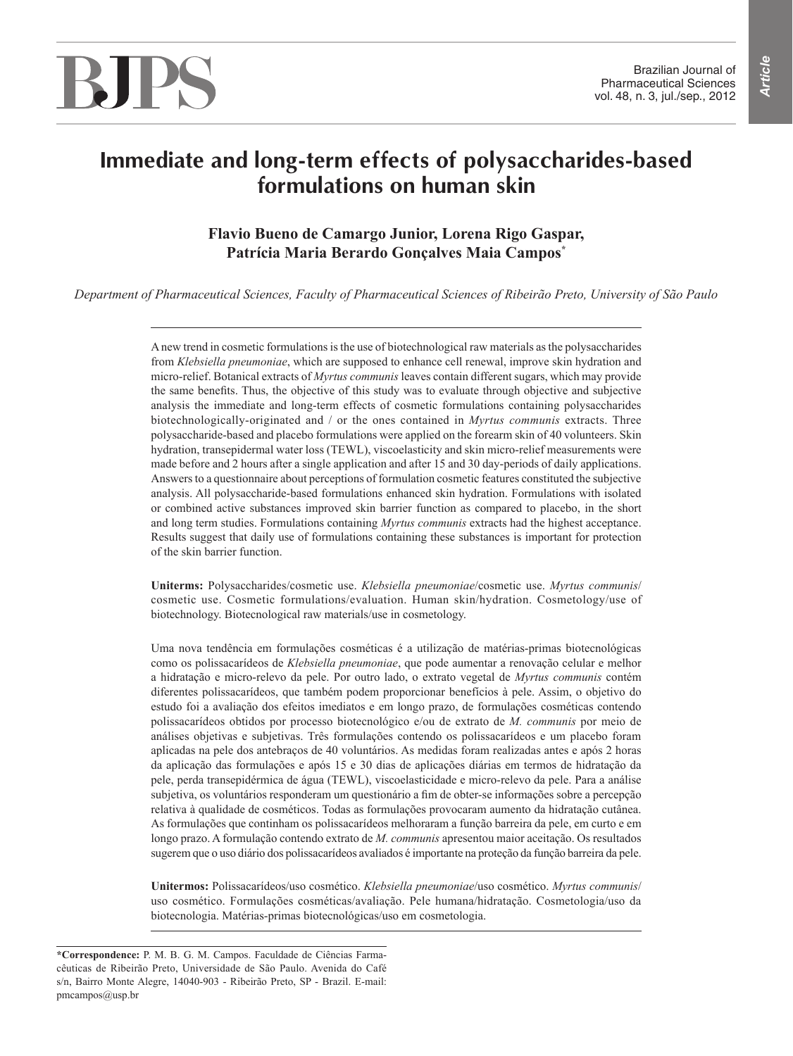# Immediate and long-term effects of polysaccharides-based formulations on human skin

**Flavio Bueno de Camargo Junior, Lorena Rigo Gaspar, Patrícia Maria Berardo Gonçalves Maia Campos***

*Department of Pharmaceutical Sciences, Faculty of Pharmaceutical Sciences of Ribeirão Preto, University of São Paulo*

---

A new trend in cosmetic formulations is the use of biotechnological raw materials as the polysaccharides from *Klebsiella pneumoniae*, which are supposed to enhance cell renewal, improve skin hydration and micro-relief. Botanical extracts of *Myrtus communis* leaves contain different sugars, which may provide the same benefits. Thus, the objective of this study was to evaluate through objective and subjective analysis the immediate and long-term effects of cosmetic formulations containing polysaccharides biotechnologically-originated and / or the ones contained in *Myrtus communis* extracts. Three polysaccharide-based and placebo formulations were applied on the forearm skin of 40 volunteers. Skin hydration, transepidermal water loss (TEWL), viscoelasticity and skin micro-relief measurements were made before and 2 hours after a single application and after 15 and 30 day-periods of daily applications. Answers to a questionnaire about perceptions of formulation cosmetic features constituted the subjective analysis. All polysaccharide-based formulations enhanced skin hydration. Formulations with isolated or combined active substances improved skin barrier function as compared to placebo, in the short and long term studies. Formulations containing *Myrtus communis* extracts had the highest acceptance. Results suggest that daily use of formulations containing these substances is important for protection of the skin barrier function.

**Uniterms:** Polysaccharides/cosmetic use. *Klebsiella pneumoniae*/cosmetic use. *Myrtus communis*/cosmetic use. Cosmetic formulations/evaluation. Human skin/hydration. Cosmetology/use of biotechnology. Biotecnological raw materials/use in cosmetology.

Uma nova tendência em formulações cosméticas é a utilização de matérias-primas biotecnológicas como os polissacarídeos de *Klebsiella pneumoniae*, que pode aumentar a renovação celular e melhor a hidratação e micro-relevo da pele. Por outro lado, o extrato vegetal de *Myrtus communis* contém diferentes polissacarídeos, que também podem proporcionar benefícios à pele. Assim, o objetivo do estudo foi a avaliação dos efeitos imediatos e em longo prazo, de formulações cosméticas contendo polissacarídeos obtidos por processo biotecnológico e/ou de extrato de *M. communis* por meio de análises objetivas e subjetivas. Três formulações contendo os polissacarídeos e um placebo foram aplicadas na pele dos antebraços de 40 voluntários. As medidas foram realizadas antes e após 2 horas da aplicação das formulações e após 15 e 30 dias de aplicações diárias em termos de hidratação da pele, perda transepidérmica de água (TEWL), viscoelasticidade e micro-relevo da pele. Para a análise subjetiva, os voluntários responderam um questionário a fim de obter-se informações sobre a percepção relativa à qualidade de cosméticos. Todas as formulações provocaram aumento da hidratação cutânea. As formulações que continham os polissacarídeos melhoraram a função barreira da pele, em curto e em longo prazo. A formulação contendo extrato de *M. communis* apresentou maior aceitação. Os resultados sugerem que o uso diário dos polissacarídeos avaliados é importante na proteção da função barreira da pele.

**Unitermos:** Polissacarídeos/uso cosmético. *Klebsiella pneumoniae*/uso cosmético. *Myrtus communis*/uso cosmético. Formulações cosméticas/avaliação. Pele humana/hidratação. Cosmetologia/uso da biotecnologia. Matérias-primas biotecnológicas/uso em cosmetologia.

---

***Correspondence:** P. M. B. G. M. Campos. Faculdade de Ciências Farmacêuticas de Ribeirão Preto, Universidade de São Paulo. Avenida do Café s/n, Bairro Monte Alegre, 14040-903 - Ribeirão Preto, SP - Brazil. E-mail: pmcampos@usp.br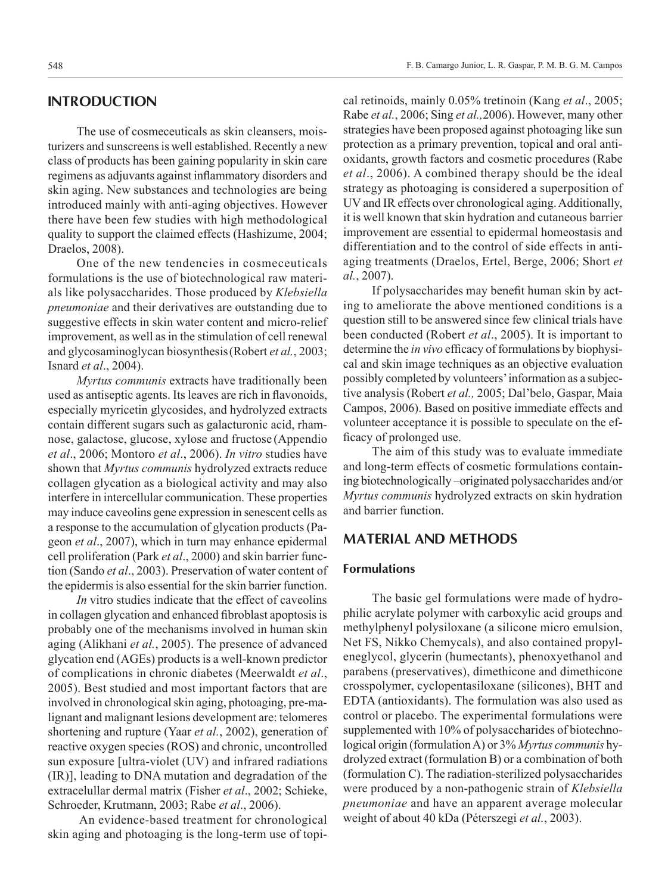## INTRODUCTION

The use of cosmeceuticals as skin cleansers, moisturizers and sunscreens is well established. Recently a new class of products has been gaining popularity in skin care regimens as adjuvants against inflammatory disorders and skin aging. New substances and technologies are being introduced mainly with anti-aging objectives. However there have been few studies with high methodological quality to support the claimed effects (Hashizume, 2004; Draelos, 2008).

One of the new tendencies in cosmeceuticals formulations is the use of biotechnological raw materials like polysaccharides. Those produced by *Klebsiella pneumoniae* and their derivatives are outstanding due to suggestive effects in skin water content and micro-relief improvement, as well as in the stimulation of cell renewal and glycosaminoglycan biosynthesis (Robert *et al.*, 2003; Isnard *et al*., 2004).

*Myrtus communis* extracts have traditionally been used as antiseptic agents. Its leaves are rich in flavonoids, especially myricetin glycosides, and hydrolyzed extracts contain different sugars such as galacturonic acid, rhamnose, galactose, glucose, xylose and fructose (Appendio *et al*., 2006; Montoro *et al*., 2006). *In vitro* studies have shown that *Myrtus communis* hydrolyzed extracts reduce collagen glycation as a biological activity and may also interfere in intercellular communication. These properties may induce caveolins gene expression in senescent cells as a response to the accumulation of glycation products (Pageon *et al*., 2007), which in turn may enhance epidermal cell proliferation (Park *et al*., 2000) and skin barrier function (Sando *et al*., 2003). Preservation of water content of the epidermis is also essential for the skin barrier function.

*In* vitro studies indicate that the effect of caveolins in collagen glycation and enhanced fibroblast apoptosis is probably one of the mechanisms involved in human skin aging (Alikhani *et al.*, 2005). The presence of advanced glycation end (AGEs) products is a well-known predictor of complications in chronic diabetes (Meerwaldt *et al*., 2005). Best studied and most important factors that are involved in chronological skin aging, photoaging, pre-malignant and malignant lesions development are: telomeres shortening and rupture (Yaar *et al.*, 2002), generation of reactive oxygen species (ROS) and chronic, uncontrolled sun exposure [ultra-violet (UV) and infrared radiations (IR)], leading to DNA mutation and degradation of the extracelullar dermal matrix (Fisher *et al*., 2002; Schieke, Schroeder, Krutmann, 2003; Rabe *et al*., 2006).

An evidence-based treatment for chronological skin aging and photoaging is the long-term use of topical retinoids, mainly 0.05% tretinoin (Kang *et al*., 2005; Rabe *et al.*, 2006; Sing *et al.,*2006). However, many other strategies have been proposed against photoaging like sun protection as a primary prevention, topical and oral antioxidants, growth factors and cosmetic procedures (Rabe *et al*., 2006). A combined therapy should be the ideal strategy as photoaging is considered a superposition of UV and IR effects over chronological aging. Additionally, it is well known that skin hydration and cutaneous barrier improvement are essential to epidermal homeostasis and differentiation and to the control of side effects in anti-aging treatments (Draelos, Ertel, Berge, 2006; Short *et al.*, 2007).

If polysaccharides may benefit human skin by acting to ameliorate the above mentioned conditions is a question still to be answered since few clinical trials have been conducted (Robert *et al*., 2005). It is important to determine the *in vivo* efficacy of formulations by biophysical and skin image techniques as an objective evaluation possibly completed by volunteers' information as a subjective analysis (Robert *et al.,* 2005; Dal'belo, Gaspar, Maia Campos, 2006). Based on positive immediate effects and volunteer acceptance it is possible to speculate on the efficacy of prolonged use.

The aim of this study was to evaluate immediate and long-term effects of cosmetic formulations containing biotechnologically –originated polysaccharides and/or *Myrtus communis* hydrolyzed extracts on skin hydration and barrier function.

## MATERIAL AND METHODS

### Formulations

The basic gel formulations were made of hydrophilic acrylate polymer with carboxylic acid groups and methylphenyl polysiloxane (a silicone micro emulsion, Net FS, Nikko Chemycals), and also contained propyleneglycol, glycerin (humectants), phenoxyethanol and parabens (preservatives), dimethicone and dimethicone crosspolymer, cyclopentasiloxane (silicones), BHT and EDTA (antioxidants). The formulation was also used as control or placebo. The experimental formulations were supplemented with 10% of polysaccharides of biotechnological origin (formulation A) or 3% *Myrtus communis* hydrolyzed extract (formulation B) or a combination of both (formulation C). The radiation-sterilized polysaccharides were produced by a non-pathogenic strain of *Klebsiella pneumoniae* and have an apparent average molecular weight of about 40 kDa (Péterszegi *et al.*, 2003).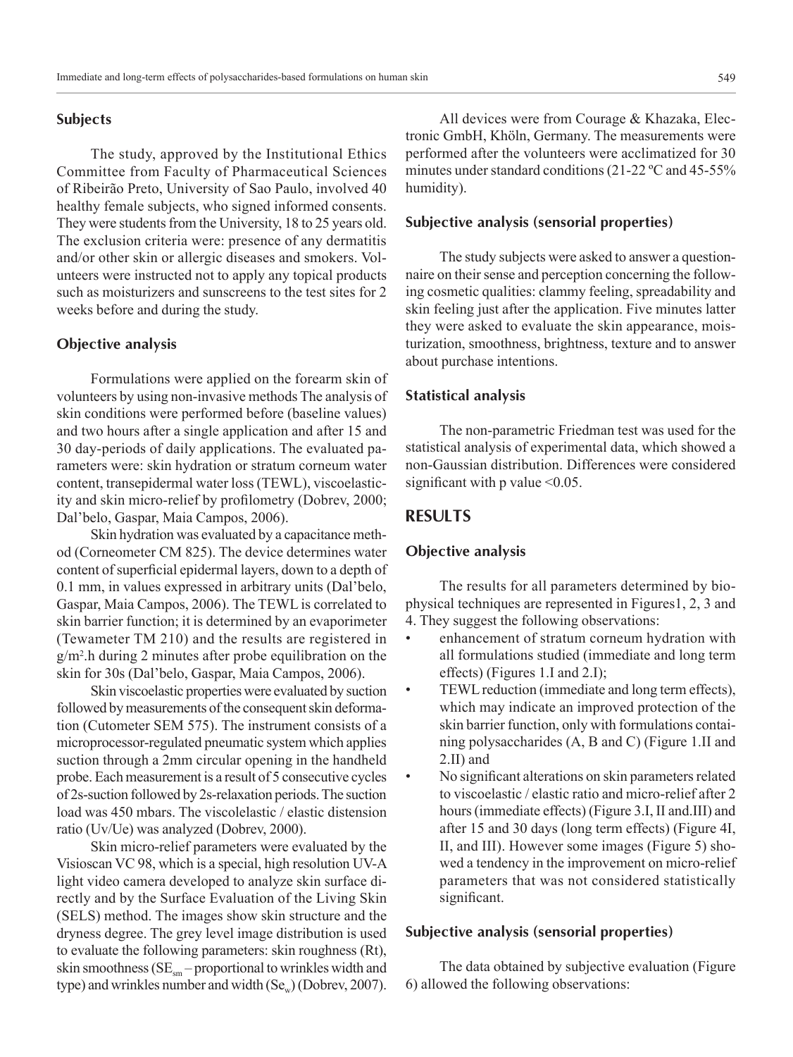### Subjects

The study, approved by the Institutional Ethics Committee from Faculty of Pharmaceutical Sciences of Ribeirão Preto, University of Sao Paulo, involved 40 healthy female subjects, who signed informed consents. They were students from the University, 18 to 25 years old. The exclusion criteria were: presence of any dermatitis and/or other skin or allergic diseases and smokers. Volunteers were instructed not to apply any topical products such as moisturizers and sunscreens to the test sites for 2 weeks before and during the study.

### Objective analysis

Formulations were applied on the forearm skin of volunteers by using non-invasive methods The analysis of skin conditions were performed before (baseline values) and two hours after a single application and after 15 and 30 day-periods of daily applications. The evaluated parameters were: skin hydration or stratum corneum water content, transepidermal water loss (TEWL), viscoelasticity and skin micro-relief by profilometry (Dobrev, 2000; Dal'belo, Gaspar, Maia Campos, 2006).

Skin hydration was evaluated by a capacitance method (Corneometer CM 825). The device determines water content of superficial epidermal layers, down to a depth of 0.1 mm, in values expressed in arbitrary units (Dal'belo, Gaspar, Maia Campos, 2006). The TEWL is correlated to skin barrier function; it is determined by an evaporimeter (Tewameter TM 210) and the results are registered in $g/m^2.h$ during 2 minutes after probe equilibration on the skin for 30s (Dal'belo, Gaspar, Maia Campos, 2006).

Skin viscoelastic properties were evaluated by suction followed by measurements of the consequent skin deformation (Cutometer SEM 575). The instrument consists of a microprocessor-regulated pneumatic system which applies suction through a 2mm circular opening in the handheld probe. Each measurement is a result of 5 consecutive cycles of 2s-suction followed by 2s-relaxation periods. The suction load was 450 mbars. The viscolelastic / elastic distension ratio (Uv/Ue) was analyzed (Dobrev, 2000).

Skin micro-relief parameters were evaluated by the Visioscan VC 98, which is a special, high resolution UV-A light video camera developed to analyze skin surface directly and by the Surface Evaluation of the Living Skin (SELS) method. The images show skin structure and the dryness degree. The grey level image distribution is used to evaluate the following parameters: skin roughness (Rt), skin smoothness ($SE_{sm}$ – proportional to wrinkles width and type) and wrinkles number and width ($Se_w$) (Dobrev, 2007).

All devices were from Courage & Khazaka, Electronic GmbH, Khöln, Germany. The measurements were performed after the volunteers were acclimatized for 30 minutes under standard conditions (21-22 ºC and 45-55% humidity).

### Subjective analysis (sensorial properties)

The study subjects were asked to answer a questionnaire on their sense and perception concerning the following cosmetic qualities: clammy feeling, spreadability and skin feeling just after the application. Five minutes latter they were asked to evaluate the skin appearance, moisturization, smoothness, brightness, texture and to answer about purchase intentions.

### Statistical analysis

The non-parametric Friedman test was used for the statistical analysis of experimental data, which showed a non-Gaussian distribution. Differences were considered significant with p value <0.05.

## RESULTS

### Objective analysis

The results for all parameters determined by biophysical techniques are represented in Figures1, 2, 3 and 4. They suggest the following observations:

- enhancement of stratum corneum hydration with all formulations studied (immediate and long term effects) (Figures 1.I and 2.I);
- TEWL reduction (immediate and long term effects), which may indicate an improved protection of the skin barrier function, only with formulations containing polysaccharides (A, B and C) (Figure 1.II and 2.II) and
- No significant alterations on skin parameters related to viscoelastic / elastic ratio and micro-relief after 2 hours (immediate effects) (Figure 3.I, II and.III) and after 15 and 30 days (long term effects) (Figure 4I, II, and III). However some images (Figure 5) showed a tendency in the improvement on micro-relief parameters that was not considered statistically significant.

### Subjective analysis (sensorial properties)

The data obtained by subjective evaluation (Figure 6) allowed the following observations: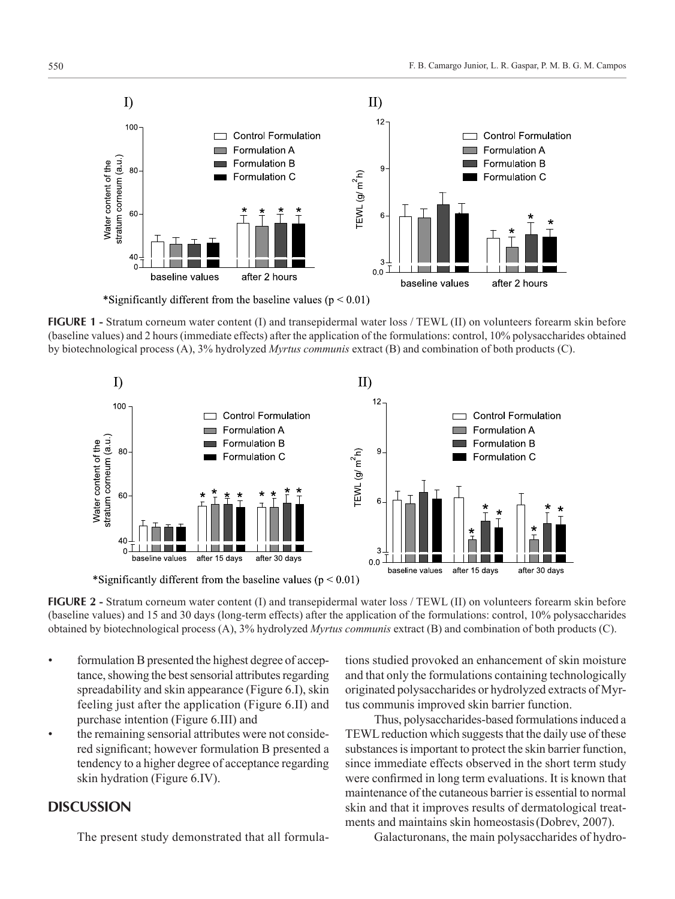*Significantly different from the baseline values ($p < 0.01$)

**FIGURE 1 -** Stratum corneum water content (I) and transepidermal water loss / TEWL (II) on volunteers forearm skin before (baseline values) and 2 hours (immediate effects) after the application of the formulations: control, 10% polysaccharides obtained by biotechnological process (A), 3% hydrolyzed *Myrtus communis* extract (B) and combination of both products (C).

*Significantly different from the baseline values ($p < 0.01$)

**FIGURE 2 -** Stratum corneum water content (I) and transepidermal water loss / TEWL (II) on volunteers forearm skin before (baseline values) and 15 and 30 days (long-term effects) after the application of the formulations: control, 10% polysaccharides obtained by biotechnological process (A), 3% hydrolyzed *Myrtus communis* extract (B) and combination of both products (C).

- formulation B presented the highest degree of acceptance, showing the best sensorial attributes regarding spreadability and skin appearance (Figure 6.I), skin feeling just after the application (Figure 6.II) and purchase intention (Figure 6.III) and
- the remaining sensorial attributes were not considered significant; however formulation B presented a tendency to a higher degree of acceptance regarding skin hydration (Figure 6.IV).

## DISCUSSION

The present study demonstrated that all formulations studied provoked an enhancement of skin moisture and that only the formulations containing technologically originated polysaccharides or hydrolyzed extracts of Myrtus communis improved skin barrier function.

Thus, polysaccharides-based formulations induced a TEWL reduction which suggests that the daily use of these substances is important to protect the skin barrier function, since immediate effects observed in the short term study were confirmed in long term evaluations. It is known that maintenance of the cutaneous barrier is essential to normal skin and that it improves results of dermatological treatments and maintains skin homeostasis (Dobrev, 2007).

Galacturonans, the main polysaccharides of hydro-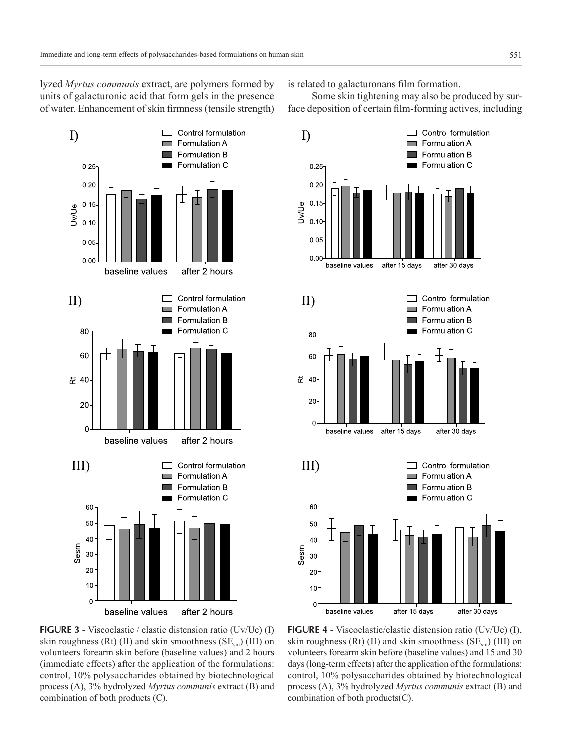lyzed *Myrtus communis* extract, are polymers formed by units of galacturonic acid that form gels in the presence of water. Enhancement of skin firmness (tensile strength) is related to galacturonans film formation.

Some skin tightening may also be produced by surface deposition of certain film-forming actives, including

**FIGURE 3 -** Viscoelastic / elastic distension ratio (Uv/Ue) (I) skin roughness (Rt) (II) and skin smoothness ($SE_{sm}$) (III) on volunteers forearm skin before (baseline values) and 2 hours (immediate effects) after the application of the formulations: control, 10% polysaccharides obtained by biotechnological process (A), 3% hydrolyzed *Myrtus communis* extract (B) and combination of both products (C).

**FIGURE 4 -** Viscoelastic/elastic distension ratio (Uv/Ue) (I), skin roughness (Rt) (II) and skin smoothness ($SE_{sm}$) (III) on volunteers forearm skin before (baseline values) and 15 and 30 days (long-term effects) after the application of the formulations: control, 10% polysaccharides obtained by biotechnological process (A), 3% hydrolyzed *Myrtus communis* extract (B) and combination of both products(C).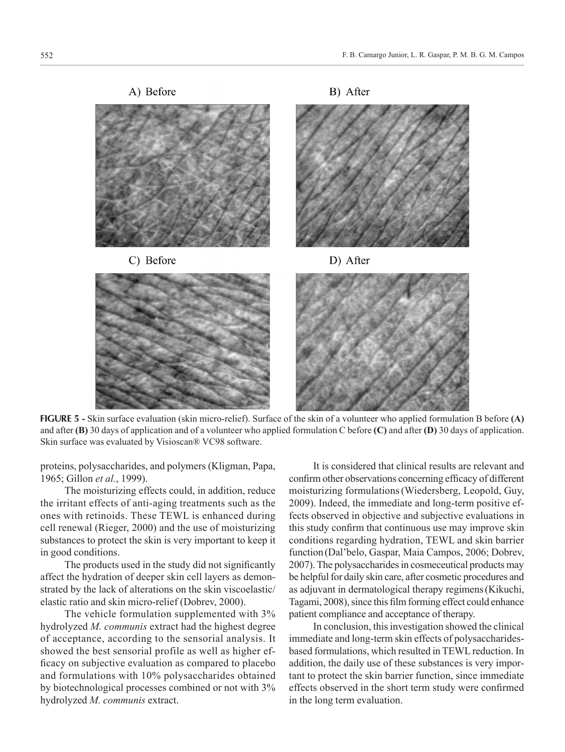A) Before

B) After

C) Before

D) After

**FIGURE 5 -** Skin surface evaluation (skin micro-relief). Surface of the skin of a volunteer who applied formulation B before **(A)** and after **(B)** 30 days of application and of a volunteer who applied formulation C before **(C)** and after **(D)** 30 days of application. Skin surface was evaluated by Visioscan® VC98 software.

proteins, polysaccharides, and polymers (Kligman, Papa, 1965; Gillon *et al.*, 1999).

The moisturizing effects could, in addition, reduce the irritant effects of anti-aging treatments such as the ones with retinoids. These TEWL is enhanced during cell renewal (Rieger, 2000) and the use of moisturizing substances to protect the skin is very important to keep it in good conditions.

The products used in the study did not significantly affect the hydration of deeper skin cell layers as demonstrated by the lack of alterations on the skin viscoelastic/elastic ratio and skin micro-relief (Dobrev, 2000).

The vehicle formulation supplemented with 3% hydrolyzed *M. communis* extract had the highest degree of acceptance, according to the sensorial analysis. It showed the best sensorial profile as well as higher efficacy on subjective evaluation as compared to placebo and formulations with 10% polysaccharides obtained by biotechnological processes combined or not with 3% hydrolyzed *M. communis* extract.

It is considered that clinical results are relevant and confirm other observations concerning efficacy of different moisturizing formulations (Wiedersberg, Leopold, Guy, 2009). Indeed, the immediate and long-term positive effects observed in objective and subjective evaluations in this study confirm that continuous use may improve skin conditions regarding hydration, TEWL and skin barrier function (Dal'belo, Gaspar, Maia Campos, 2006; Dobrev, 2007). The polysaccharides in cosmeceutical products may be helpful for daily skin care, after cosmetic procedures and as adjuvant in dermatological therapy regimens (Kikuchi, Tagami, 2008), since this film forming effect could enhance patient compliance and acceptance of therapy.

In conclusion, this investigation showed the clinical immediate and long-term skin effects of polysaccharides-based formulations, which resulted in TEWL reduction. In addition, the daily use of these substances is very important to protect the skin barrier function, since immediate effects observed in the short term study were confirmed in the long term evaluation.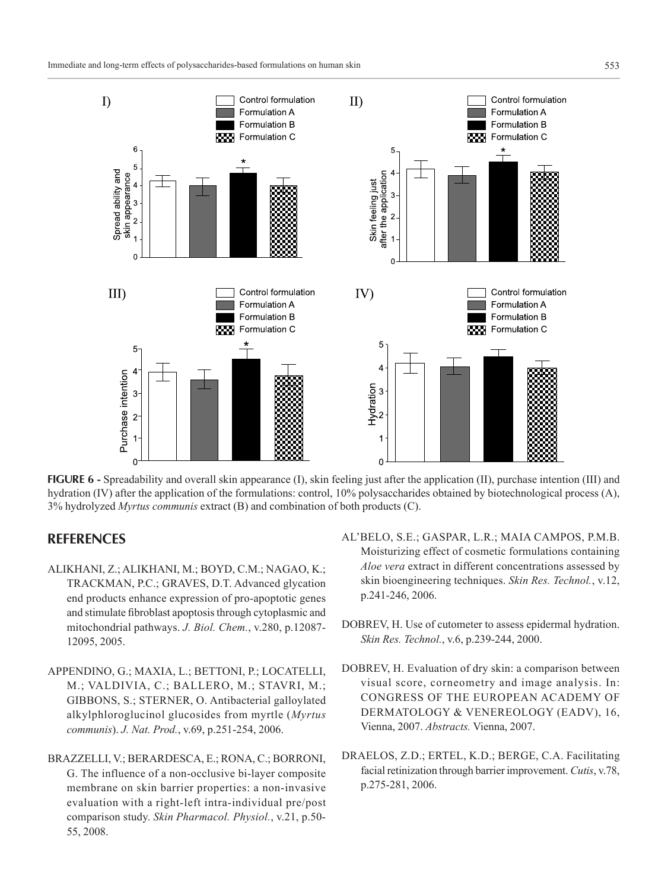**FIGURE 6 -** Spreadability and overall skin appearance (I), skin feeling just after the application (II), purchase intention (III) and hydration (IV) after the application of the formulations: control, 10% polysaccharides obtained by biotechnological process (A), 3% hydrolyzed *Myrtus communis* extract (B) and combination of both products (C).

## REFERENCES

ALIKHANI, Z.; ALIKHANI, M.; BOYD, C.M.; NAGAO, K.; TRACKMAN, P.C.; GRAVES, D.T. Advanced glycation end products enhance expression of pro-apoptotic genes and stimulate fibroblast apoptosis through cytoplasmic and mitochondrial pathways. *J. Biol. Chem.*, v.280, p.12087-12095, 2005.

APPENDINO, G.; MAXIA, L.; BETTONI, P.; LOCATELLI, M.; VALDIVIA, C.; BALLERO, M.; STAVRI, M.; GIBBONS, S.; STERNER, O. Antibacterial galloylated alkylphloroglucinol glucosides from myrtle (*Myrtus communis*). *J. Nat. Prod.*, v.69, p.251-254, 2006.

BRAZZELLI, V.; BERARDESCA, E.; RONA, C.; BORRONI, G. The influence of a non-occlusive bi-layer composite membrane on skin barrier properties: a non-invasive evaluation with a right-left intra-individual pre/post comparison study. *Skin Pharmacol. Physiol.*, v.21, p.50-55, 2008.

AL'BELO, S.E.; GASPAR, L.R.; MAIA CAMPOS, P.M.B. Moisturizing effect of cosmetic formulations containing *Aloe vera* extract in different concentrations assessed by skin bioengineering techniques. *Skin Res. Technol.*, v.12, p.241-246, 2006.

DOBREV, H. Use of cutometer to assess epidermal hydration. *Skin Res. Technol.*, v.6, p.239-244, 2000.

DOBREV, H. Evaluation of dry skin: a comparison between visual score, corneometry and image analysis. In: CONGRESS OF THE EUROPEAN ACADEMY OF DERMATOLOGY & VENEREOLOGY (EADV), 16, Vienna, 2007. *Abstracts.* Vienna, 2007.

DRAELOS, Z.D.; ERTEL, K.D.; BERGE, C.A. Facilitating facial retinization through barrier improvement. *Cutis*, v.78, p.275-281, 2006.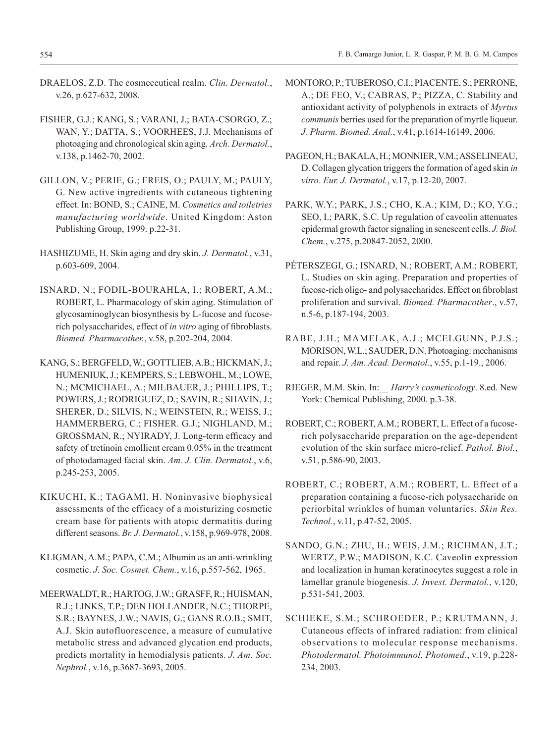DRAELOS, Z.D. The cosmeceutical realm. *Clin. Dermatol.*, v.26, p.627-632, 2008.

FISHER, G.J.; KANG, S.; VARANI, J.; BATA-CSORGO, Z.; WAN, Y.; DATTA, S.; VOORHEES, J.J. Mechanisms of photoaging and chronological skin aging. *Arch. Dermatol.*, v.138, p.1462-70, 2002.

GILLON, V.; PERIE, G.; FREIS, O.; PAULY, M.; PAULY, G. New active ingredients with cutaneous tightening effect. In: BOND, S.; CAINE, M. *Cosmetics and toiletries manufacturing worldwide*. United Kingdom: Aston Publishing Group, 1999. p.22-31.

HASHIZUME, H. Skin aging and dry skin. *J. Dermatol.*, v.31, p.603-609, 2004.

ISNARD, N.; FODIL-BOURAHLA, I.; ROBERT, A.M.; ROBERT, L. Pharmacology of skin aging. Stimulation of glycosaminoglycan biosynthesis by L-fucose and fucose-rich polysaccharides, effect of *in vitro* aging of fibroblasts. *Biomed. Pharmacother.*, v.58, p.202-204, 2004.

KANG, S.; BERGFELD, W.; GOTTLIEB, A.B.; HICKMAN, J.; HUMENIUK, J.; KEMPERS, S.; LEBWOHL, M.; LOWE, N.; MCMICHAEL, A.; MILBAUER, J.; PHILLIPS, T.; POWERS, J.; RODRIGUEZ, D.; SAVIN, R.; SHAVIN, J.; SHERER, D.; SILVIS, N.; WEINSTEIN, R.; WEISS, J.; HAMMERBERG, C.; FISHER. G.J.; NIGHLAND, M.; GROSSMAN, R.; NYIRADY, J. Long-term efficacy and safety of tretinoin emollient cream 0.05% in the treatment of photodamaged facial skin. *Am. J. Clin. Dermatol.*, v.6, p.245-253, 2005.

KIKUCHI, K.; TAGAMI, H. Noninvasive biophysical assessments of the efficacy of a moisturizing cosmetic cream base for patients with atopic dermatitis during different seasons. *Br. J. Dermatol.*, v.158, p.969-978, 2008.

KLIGMAN, A.M.; PAPA, C.M.; Albumin as an anti-wrinkling cosmetic. *J. Soc. Cosmet. Chem.*, v.16, p.557-562, 1965.

MEERWALDT, R.; HARTOG, J.W.; GRASFF, R.; HUISMAN, R.J.; LINKS, T.P.; DEN HOLLANDER, N.C.; THORPE, S.R.; BAYNES, J.W.; NAVIS, G.; GANS R.O.B.; SMIT, A.J. Skin autofluorescence, a measure of cumulative metabolic stress and advanced glycation end products, predicts mortality in hemodialysis patients. *J. Am. Soc. Nephrol.*, v.16, p.3687-3693, 2005.

MONTORO, P.; TUBEROSO, C.I.; PIACENTE, S.; PERRONE, A.; DE FEO, V.; CABRAS, P.; PIZZA, C. Stability and antioxidant activity of polyphenols in extracts of *Myrtus communis* berries used for the preparation of myrtle liqueur. *J. Pharm. Biomed. Anal.*, v.41, p.1614-16149, 2006.

PAGEON, H.; BAKALA, H.; MONNIER, V.M.; ASSELINEAU, D. Collagen glycation triggers the formation of aged skin *in vitro*. *Eur. J. Dermatol.*, v.17, p.12-20, 2007.

PARK, W.Y.; PARK, J.S.; CHO, K.A.; KIM, D.; KO, Y.G.; SEO, I.; PARK, S.C. Up regulation of caveolin attenuates epidermal growth factor signaling in senescent cells. *J. Biol. Chem.*, v.275, p.20847-2052, 2000.

PÉTERSZEGI, G.; ISNARD, N.; ROBERT, A.M.; ROBERT, L. Studies on skin aging. Preparation and properties of fucose-rich oligo- and polysaccharides. Effect on fibroblast proliferation and survival. *Biomed. Pharmacother*., v.57, n.5-6, p.187-194, 2003.

RABE, J.H.; MAMELAK, A.J.; MCELGUNN, P.J.S.; MORISON, W.L.; SAUDER, D.N. Photoaging: mechanisms and repair. *J. Am. Acad. Dermatol.*, v.55, p.1-19., 2006.

RIEGER, M.M. Skin. In:\_\_ *Harry's cosmeticology*. 8.ed. New York: Chemical Publishing, 2000. p.3-38.

ROBERT, C.; ROBERT, A.M.; ROBERT, L. Effect of a fucose-rich polysaccharide preparation on the age-dependent evolution of the skin surface micro-relief. *Pathol. Biol.*, v.51, p.586-90, 2003.

ROBERT, C.; ROBERT, A.M.; ROBERT, L. Effect of a preparation containing a fucose-rich polysaccharide on periorbital wrinkles of human voluntaries. *Skin Res. Technol.*, v.11, p.47-52, 2005.

SANDO, G.N.; ZHU, H.; WEIS, J.M.; RICHMAN, J.T.; WERTZ, P.W.; MADISON, K.C. Caveolin expression and localization in human keratinocytes suggest a role in lamellar granule biogenesis. *J. Invest. Dermatol.*, v.120, p.531-541, 2003.

SCHIEKE, S.M.; SCHROEDER, P.; KRUTMANN, J. Cutaneous effects of infrared radiation: from clinical observations to molecular response mechanisms. *Photodermatol. Photoimmunol. Photomed.*, v.19, p.228-234, 2003.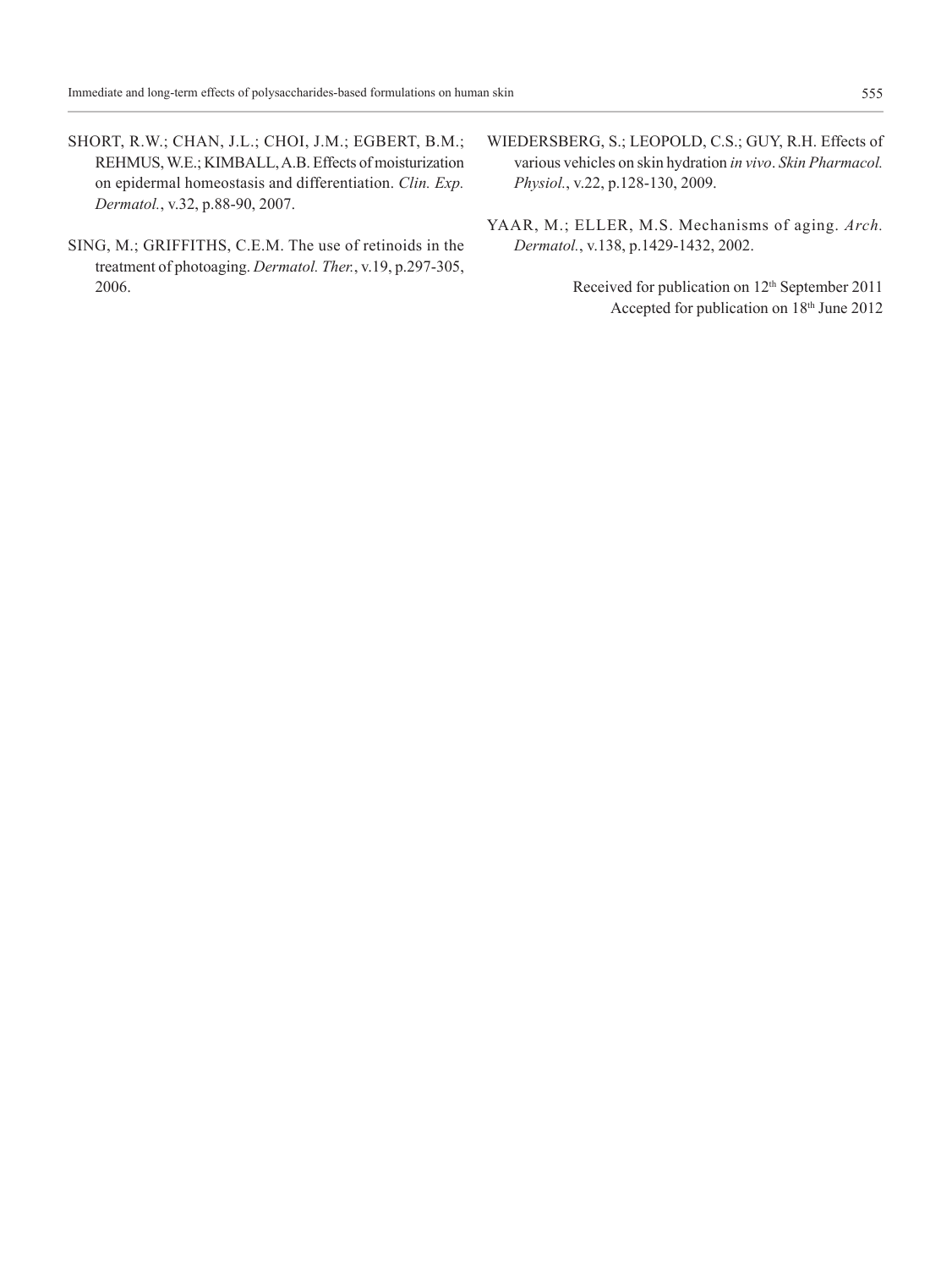SHORT, R.W.; CHAN, J.L.; CHOI, J.M.; EGBERT, B.M.; REHMUS, W.E.; KIMBALL, A.B. Effects of moisturization on epidermal homeostasis and differentiation. *Clin. Exp. Dermatol.*, v.32, p.88-90, 2007.

SING, M.; GRIFFITHS, C.E.M. The use of retinoids in the treatment of photoaging. *Dermatol. Ther.*, v.19, p.297-305, 2006.

WIEDERSBERG, S.; LEOPOLD, C.S.; GUY, R.H. Effects of various vehicles on skin hydration *in vivo*. *Skin Pharmacol. Physiol.*, v.22, p.128-130, 2009.

YAAR, M.; ELLER, M.S. Mechanisms of aging. *Arch. Dermatol.*, v.138, p.1429-1432, 2002.

Received for publication on 12th September 2011
Accepted for publication on 18th June 2012